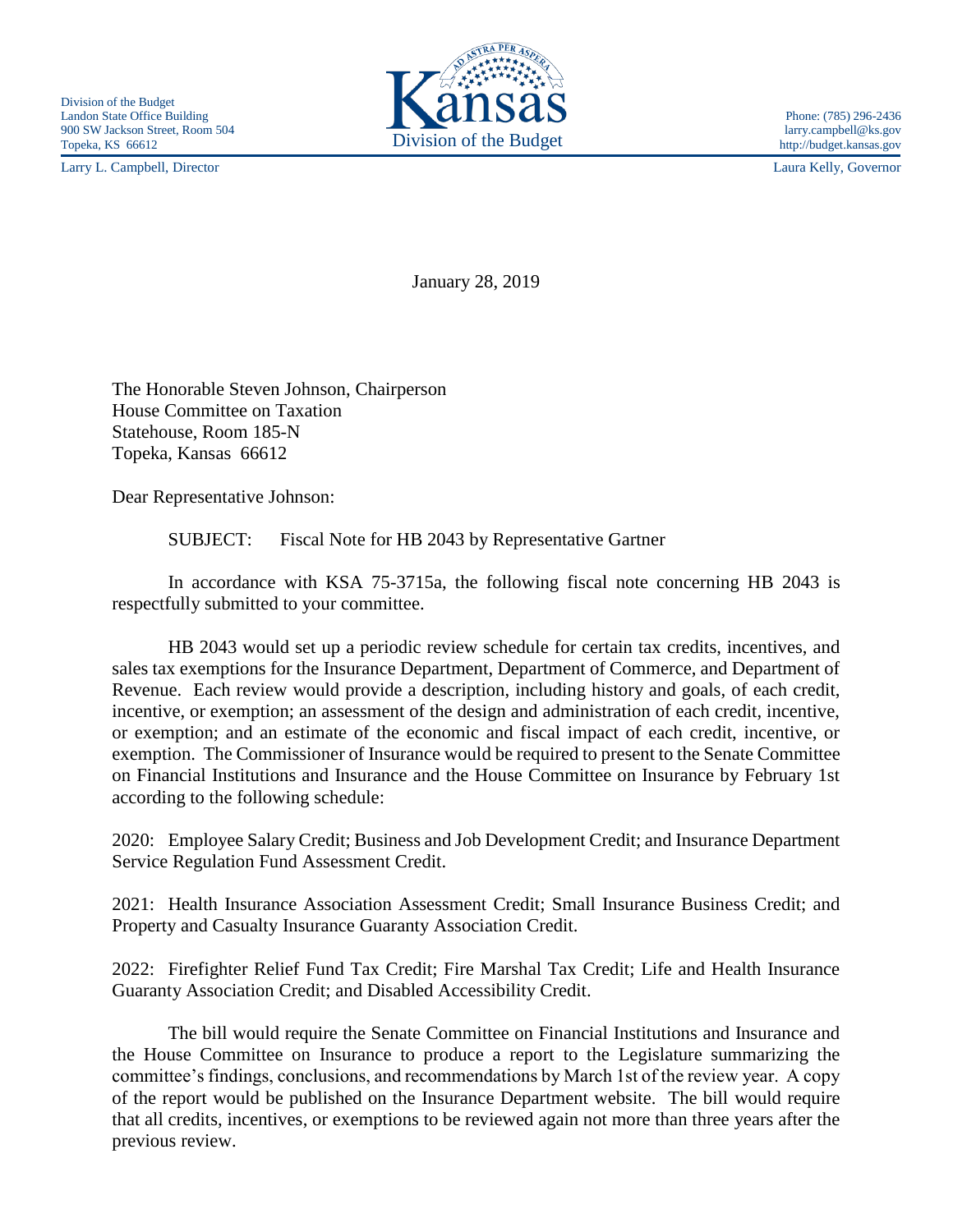Division of the Budget
Landon State Office Building
900 SW Jackson Street, Room 504
Topeka, KS 66612

Kansas
Division of the Budget

Phone: (785) 296-2436
larry.campbell@ks.gov
http://budget.kansas.gov

Larry L. Campbell, Director

Laura Kelly, Governor

January 28, 2019

The Honorable Steven Johnson, Chairperson
House Committee on Taxation
Statehouse, Room 185-N
Topeka, Kansas 66612

Dear Representative Johnson:

SUBJECT: Fiscal Note for HB 2043 by Representative Gartner

In accordance with KSA 75-3715a, the following fiscal note concerning HB 2043 is respectfully submitted to your committee.

HB 2043 would set up a periodic review schedule for certain tax credits, incentives, and sales tax exemptions for the Insurance Department, Department of Commerce, and Department of Revenue. Each review would provide a description, including history and goals, of each credit, incentive, or exemption; an assessment of the design and administration of each credit, incentive, or exemption; and an estimate of the economic and fiscal impact of each credit, incentive, or exemption. The Commissioner of Insurance would be required to present to the Senate Committee on Financial Institutions and Insurance and the House Committee on Insurance by February 1st according to the following schedule:

2020: Employee Salary Credit; Business and Job Development Credit; and Insurance Department Service Regulation Fund Assessment Credit.

2021: Health Insurance Association Assessment Credit; Small Insurance Business Credit; and Property and Casualty Insurance Guaranty Association Credit.

2022: Firefighter Relief Fund Tax Credit; Fire Marshal Tax Credit; Life and Health Insurance Guaranty Association Credit; and Disabled Accessibility Credit.

The bill would require the Senate Committee on Financial Institutions and Insurance and the House Committee on Insurance to produce a report to the Legislature summarizing the committee's findings, conclusions, and recommendations by March 1st of the review year. A copy of the report would be published on the Insurance Department website. The bill would require that all credits, incentives, or exemptions to be reviewed again not more than three years after the previous review.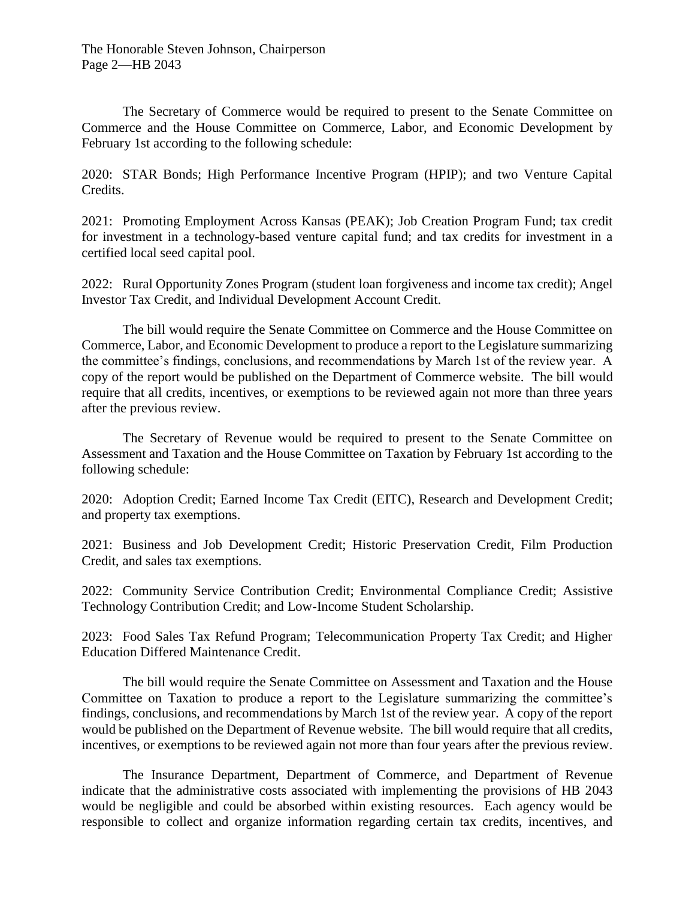The Secretary of Commerce would be required to present to the Senate Committee on Commerce and the House Committee on Commerce, Labor, and Economic Development by February 1st according to the following schedule:

2020: STAR Bonds; High Performance Incentive Program (HPIP); and two Venture Capital Credits.

2021: Promoting Employment Across Kansas (PEAK); Job Creation Program Fund; tax credit for investment in a technology-based venture capital fund; and tax credits for investment in a certified local seed capital pool.

2022: Rural Opportunity Zones Program (student loan forgiveness and income tax credit); Angel Investor Tax Credit, and Individual Development Account Credit.

The bill would require the Senate Committee on Commerce and the House Committee on Commerce, Labor, and Economic Development to produce a report to the Legislature summarizing the committee's findings, conclusions, and recommendations by March 1st of the review year. A copy of the report would be published on the Department of Commerce website. The bill would require that all credits, incentives, or exemptions to be reviewed again not more than three years after the previous review.

The Secretary of Revenue would be required to present to the Senate Committee on Assessment and Taxation and the House Committee on Taxation by February 1st according to the following schedule:

2020: Adoption Credit; Earned Income Tax Credit (EITC), Research and Development Credit; and property tax exemptions.

2021: Business and Job Development Credit; Historic Preservation Credit, Film Production Credit, and sales tax exemptions.

2022: Community Service Contribution Credit; Environmental Compliance Credit; Assistive Technology Contribution Credit; and Low-Income Student Scholarship.

2023: Food Sales Tax Refund Program; Telecommunication Property Tax Credit; and Higher Education Differed Maintenance Credit.

The bill would require the Senate Committee on Assessment and Taxation and the House Committee on Taxation to produce a report to the Legislature summarizing the committee's findings, conclusions, and recommendations by March 1st of the review year. A copy of the report would be published on the Department of Revenue website. The bill would require that all credits, incentives, or exemptions to be reviewed again not more than four years after the previous review.

The Insurance Department, Department of Commerce, and Department of Revenue indicate that the administrative costs associated with implementing the provisions of HB 2043 would be negligible and could be absorbed within existing resources. Each agency would be responsible to collect and organize information regarding certain tax credits, incentives, and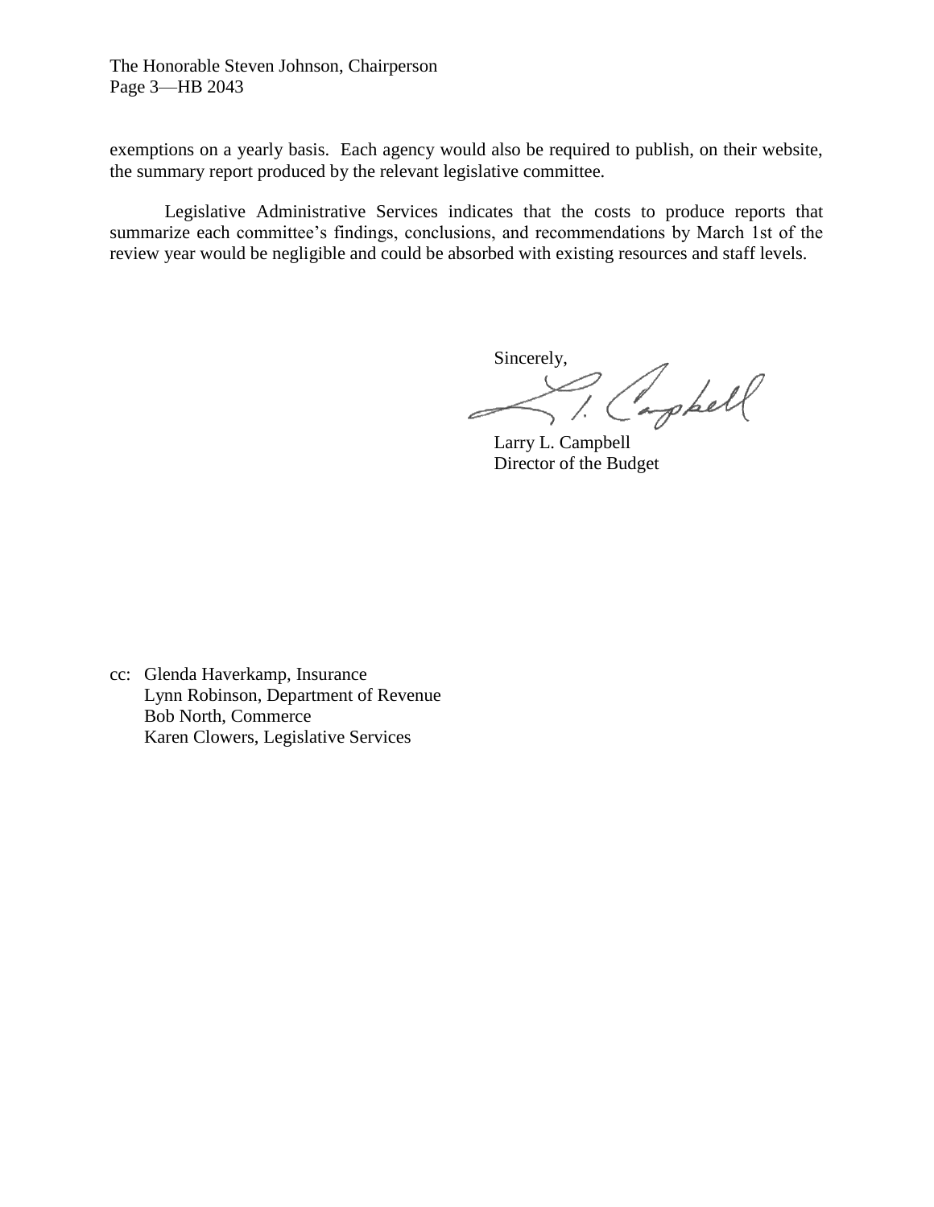exemptions on a yearly basis. Each agency would also be required to publish, on their website, the summary report produced by the relevant legislative committee.

Legislative Administrative Services indicates that the costs to produce reports that summarize each committee's findings, conclusions, and recommendations by March 1st of the review year would be negligible and could be absorbed with existing resources and staff levels.

Sincerely,

Larry L. Campbell
Director of the Budget

cc: Glenda Haverkamp, Insurance
Lynn Robinson, Department of Revenue
Bob North, Commerce
Karen Clowers, Legislative Services